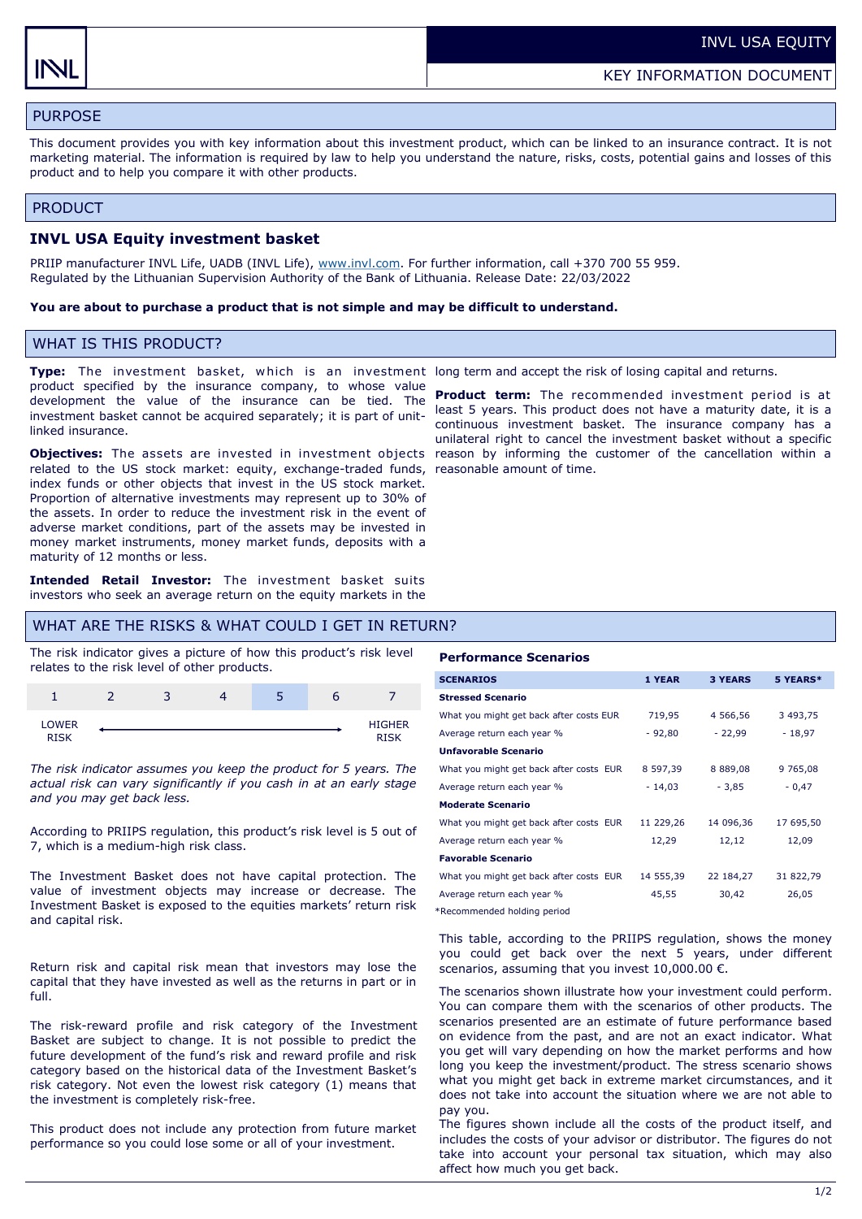INVL USA EQUITY

KEY INFORMATION DOCUMENT

## PURPOSE

This document provides you with key information about this investment product, which can be linked to an insurance contract. It is not marketing material. The information is required by law to help you understand the nature, risks, costs, potential gains and losses of this product and to help you compare it with other products.

## PRODUCT

### INVL USA Equity investment basket

PRIIP manufacturer INVL Life, UADB (INVL Life), www.invl.com. For further information, call +370 700 55 959.
Regulated by the Lithuanian Supervision Authority of the Bank of Lithuania. Release Date: 22/03/2022

**You are about to purchase a product that is not simple and may be difficult to understand.**

## WHAT IS THIS PRODUCT?

**Type:** The investment basket, which is an investment product specified by the insurance company, to whose value development the value of the insurance can be tied. The investment basket cannot be acquired separately; it is part of unit-linked insurance.

**Objectives:** The assets are invested in investment objects related to the US stock market: equity, exchange-traded funds, index funds or other objects that invest in the US stock market. Proportion of alternative investments may represent up to 30% of the assets. In order to reduce the investment risk in the event of adverse market conditions, part of the assets may be invested in money market instruments, money market funds, deposits with a maturity of 12 months or less.

**Intended Retail Investor:** The investment basket suits investors who seek an average return on the equity markets in the long term and accept the risk of losing capital and returns.

**Product term:** The recommended investment period is at least 5 years. This product does not have a maturity date, it is a continuous investment basket. The insurance company has a unilateral right to cancel the investment basket without a specific reason by informing the customer of the cancellation within a reasonable amount of time.

## WHAT ARE THE RISKS & WHAT COULD I GET IN RETURN?

The risk indicator gives a picture of how this product's risk level relates to the risk level of other products.

| 1 | 2 | 3 | 4 | **5** | 6 | 7 |
|---|---|---|---|---|---|---|

LOWER RISK ← → HIGHER RISK

*The risk indicator assumes you keep the product for 5 years. The actual risk can vary significantly if you cash in at an early stage and you may get back less.*

According to PRIIPS regulation, this product's risk level is 5 out of 7, which is a medium-high risk class.

The Investment Basket does not have capital protection. The value of investment objects may increase or decrease. The Investment Basket is exposed to the equities markets' return risk and capital risk.

Return risk and capital risk mean that investors may lose the capital that they have invested as well as the returns in part or in full.

The risk-reward profile and risk category of the Investment Basket are subject to change. It is not possible to predict the future development of the fund's risk and reward profile and risk category based on the historical data of the Investment Basket's risk category. Not even the lowest risk category (1) means that the investment is completely risk-free.

This product does not include any protection from future market performance so you could lose some or all of your investment.

### Performance Scenarios

| SCENARIOS | 1 YEAR | 3 YEARS | 5 YEARS* |
|---|---|---|---|
| **Stressed Scenario** | | | |
| What you might get back after costs EUR | 719,95 | 4 566,56 | 3 493,75 |
| Average return each year % | - 92,80 | - 22,99 | - 18,97 |
| **Unfavorable Scenario** | | | |
| What you might get back after costs EUR | 8 597,39 | 8 889,08 | 9 765,08 |
| Average return each year % | - 14,03 | - 3,85 | - 0,47 |
| **Moderate Scenario** | | | |
| What you might get back after costs EUR | 11 229,26 | 14 096,36 | 17 695,50 |
| Average return each year % | 12,29 | 12,12 | 12,09 |
| **Favorable Scenario** | | | |
| What you might get back after costs EUR | 14 555,39 | 22 184,27 | 31 822,79 |
| Average return each year % | 45,55 | 30,42 | 26,05 |

*Recommended holding period

This table, according to the PRIIPS regulation, shows the money you could get back over the next 5 years, under different scenarios, assuming that you invest 10,000.00 €.

The scenarios shown illustrate how your investment could perform. You can compare them with the scenarios of other products. The scenarios presented are an estimate of future performance based on evidence from the past, and are not an exact indicator. What you get will vary depending on how the market performs and how long you keep the investment/product. The stress scenario shows what you might get back in extreme market circumstances, and it does not take into account the situation where we are not able to pay you.

The figures shown include all the costs of the product itself, and includes the costs of your advisor or distributor. The figures do not take into account your personal tax situation, which may also affect how much you get back.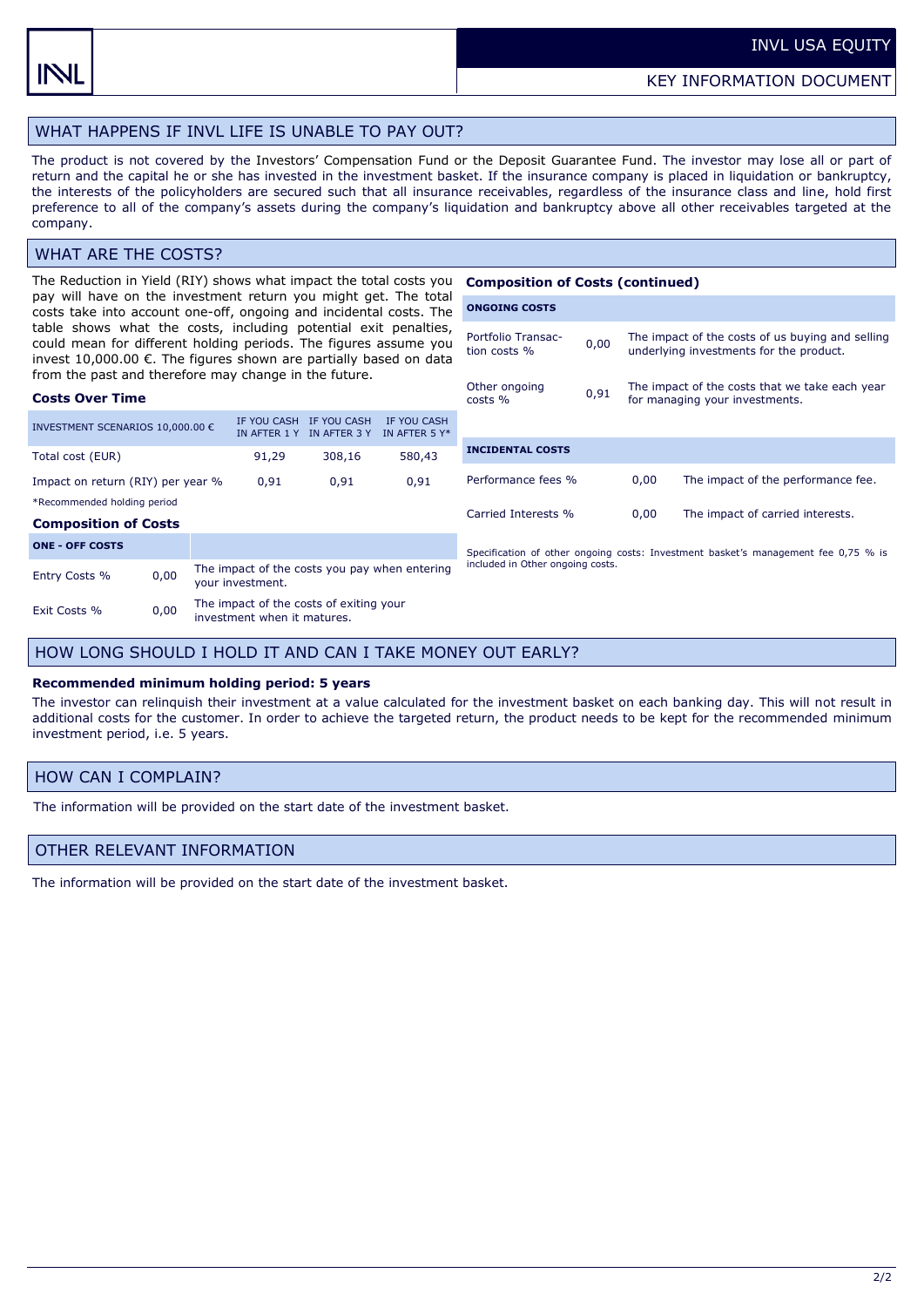## WHAT HAPPENS IF INVL LIFE IS UNABLE TO PAY OUT?

The product is not covered by the Investors' Compensation Fund or the Deposit Guarantee Fund. The investor may lose all or part of return and the capital he or she has invested in the investment basket. If the insurance company is placed in liquidation or bankruptcy, the interests of the policyholders are secured such that all insurance receivables, regardless of the insurance class and line, hold first preference to all of the company's assets during the company's liquidation and bankruptcy above all other receivables targeted at the company.

## WHAT ARE THE COSTS?

The Reduction in Yield (RIY) shows what impact the total costs you pay will have on the investment return you might get. The total costs take into account one-off, ongoing and incidental costs. The table shows what the costs, including potential exit penalties, could mean for different holding periods. The figures assume you invest 10,000.00 €. The figures shown are partially based on data from the past and therefore may change in the future.

### Costs Over Time

| INVESTMENT SCENARIOS 10,000.00 € | IF YOU CASH IN AFTER 1 Y | IF YOU CASH IN AFTER 3 Y | IF YOU CASH IN AFTER 5 Y* |
|---|---|---|---|
| Total cost (EUR) | 91,29 | 308,16 | 580,43 |
| Impact on return (RIY) per year % | 0,91 | 0,91 | 0,91 |

*Recommended holding period

### Composition of Costs

| ONE - OFF COSTS | | |
|---|---|---|
| Entry Costs % | 0,00 | The impact of the costs you pay when entering your investment. |
| Exit Costs % | 0,00 | The impact of the costs of exiting your investment when it matures. |

### Composition of Costs (continued)

| ONGOING COSTS | | |
|---|---|---|
| Portfolio Transaction costs % | 0,00 | The impact of the costs of us buying and selling underlying investments for the product. |
| Other ongoing costs % | 0,91 | The impact of the costs that we take each year for managing your investments. |

| INCIDENTAL COSTS | | |
|---|---|---|
| Performance fees % | 0,00 | The impact of the performance fee. |
| Carried Interests % | 0,00 | The impact of carried interests. |

Specification of other ongoing costs: Investment basket's management fee 0,75 % is included in Other ongoing costs.

## HOW LONG SHOULD I HOLD IT AND CAN I TAKE MONEY OUT EARLY?

**Recommended minimum holding period: 5 years**

The investor can relinquish their investment at a value calculated for the investment basket on each banking day. This will not result in additional costs for the customer. In order to achieve the targeted return, the product needs to be kept for the recommended minimum investment period, i.e. 5 years.

## HOW CAN I COMPLAIN?

The information will be provided on the start date of the investment basket.

## OTHER RELEVANT INFORMATION

The information will be provided on the start date of the investment basket.